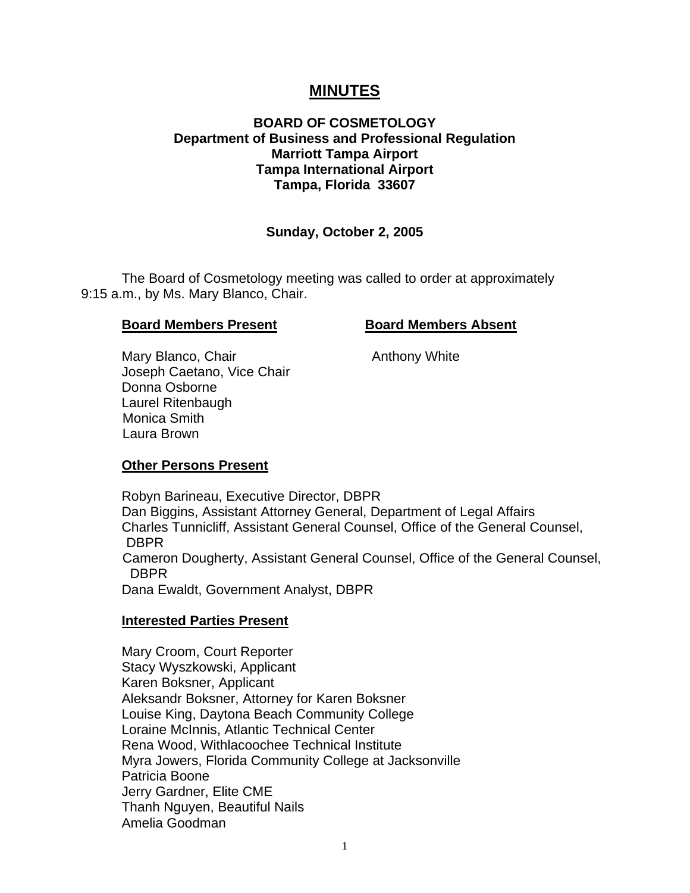# MINUTES

**BOARD OF COSMETOLOGY**
**Department of Business and Professional Regulation**
**Marriott Tampa Airport**
**Tampa International Airport**
**Tampa, Florida 33607**

**Sunday, October 2, 2005**

The Board of Cosmetology meeting was called to order at approximately 9:15 a.m., by Ms. Mary Blanco, Chair.

| **Board Members Present** | **Board Members Absent** |
|---|---|
| Mary Blanco, Chair | Anthony White |
| Joseph Caetano, Vice Chair | |
| Donna Osborne | |
| Laurel Ritenbaugh | |
| Monica Smith | |
| Laura Brown | |

**Other Persons Present**

Robyn Barineau, Executive Director, DBPR
Dan Biggins, Assistant Attorney General, Department of Legal Affairs
Charles Tunnicliff, Assistant General Counsel, Office of the General Counsel, DBPR
Cameron Dougherty, Assistant General Counsel, Office of the General Counsel, DBPR
Dana Ewaldt, Government Analyst, DBPR

**Interested Parties Present**

Mary Croom, Court Reporter
Stacy Wyszkowski, Applicant
Karen Boksner, Applicant
Aleksandr Boksner, Attorney for Karen Boksner
Louise King, Daytona Beach Community College
Loraine McInnis, Atlantic Technical Center
Rena Wood, Withlacoochee Technical Institute
Myra Jowers, Florida Community College at Jacksonville
Patricia Boone
Jerry Gardner, Elite CME
Thanh Nguyen, Beautiful Nails
Amelia Goodman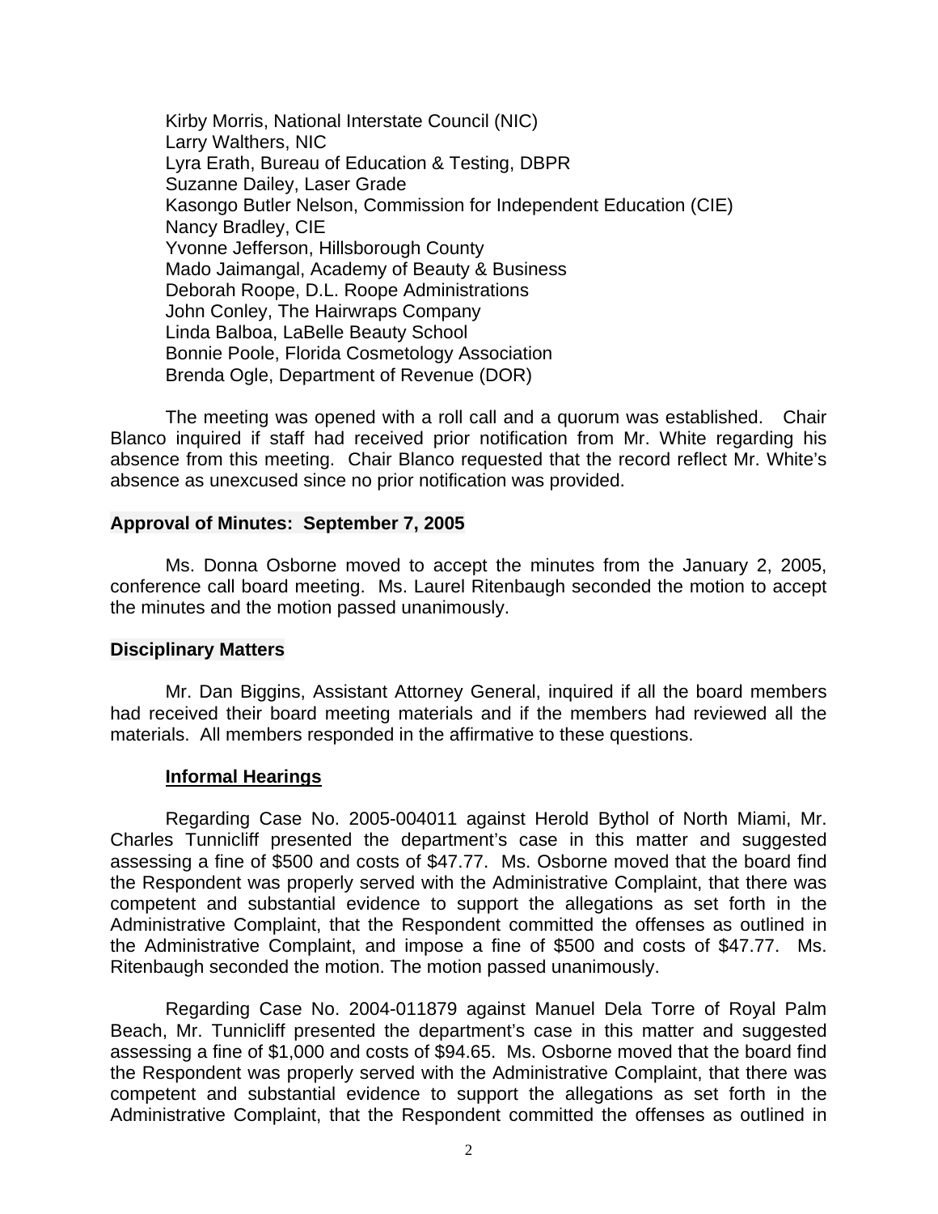Kirby Morris, National Interstate Council (NIC)
Larry Walthers, NIC
Lyra Erath, Bureau of Education & Testing, DBPR
Suzanne Dailey, Laser Grade
Kasongo Butler Nelson, Commission for Independent Education (CIE)
Nancy Bradley, CIE
Yvonne Jefferson, Hillsborough County
Mado Jaimangal, Academy of Beauty & Business
Deborah Roope, D.L. Roope Administrations
John Conley, The Hairwraps Company
Linda Balboa, LaBelle Beauty School
Bonnie Poole, Florida Cosmetology Association
Brenda Ogle, Department of Revenue (DOR)

The meeting was opened with a roll call and a quorum was established. Chair Blanco inquired if staff had received prior notification from Mr. White regarding his absence from this meeting. Chair Blanco requested that the record reflect Mr. White's absence as unexcused since no prior notification was provided.

**Approval of Minutes: September 7, 2005**

Ms. Donna Osborne moved to accept the minutes from the January 2, 2005, conference call board meeting. Ms. Laurel Ritenbaugh seconded the motion to accept the minutes and the motion passed unanimously.

**Disciplinary Matters**

Mr. Dan Biggins, Assistant Attorney General, inquired if all the board members had received their board meeting materials and if the members had reviewed all the materials. All members responded in the affirmative to these questions.

**Informal Hearings**

Regarding Case No. 2005-004011 against Herold Bythol of North Miami, Mr. Charles Tunnicliff presented the department's case in this matter and suggested assessing a fine of $500 and costs of $47.77. Ms. Osborne moved that the board find the Respondent was properly served with the Administrative Complaint, that there was competent and substantial evidence to support the allegations as set forth in the Administrative Complaint, that the Respondent committed the offenses as outlined in the Administrative Complaint, and impose a fine of $500 and costs of $47.77. Ms. Ritenbaugh seconded the motion. The motion passed unanimously.

Regarding Case No. 2004-011879 against Manuel Dela Torre of Royal Palm Beach, Mr. Tunnicliff presented the department's case in this matter and suggested assessing a fine of $1,000 and costs of $94.65. Ms. Osborne moved that the board find the Respondent was properly served with the Administrative Complaint, that there was competent and substantial evidence to support the allegations as set forth in the Administrative Complaint, that the Respondent committed the offenses as outlined in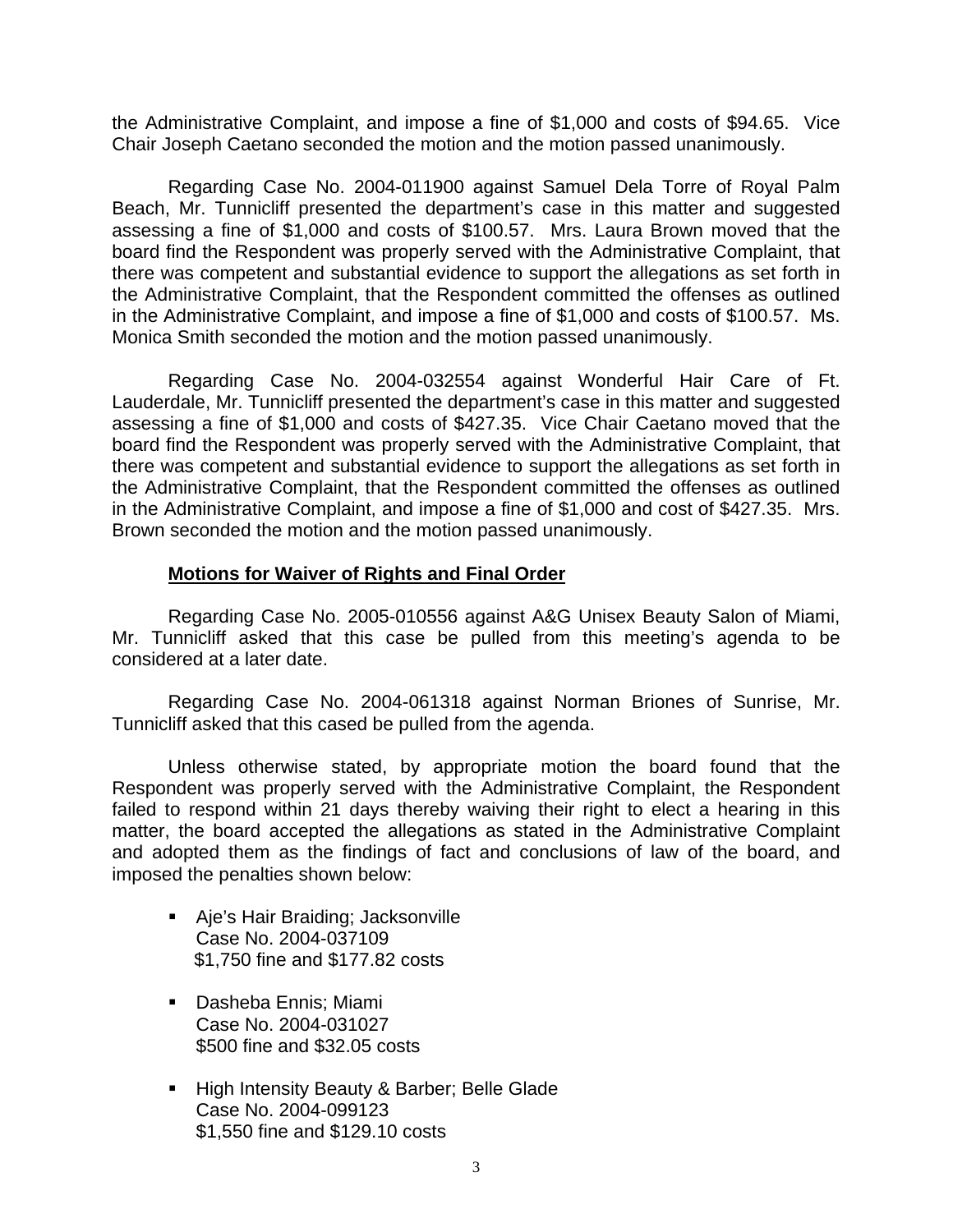the Administrative Complaint, and impose a fine of $1,000 and costs of $94.65. Vice Chair Joseph Caetano seconded the motion and the motion passed unanimously.

Regarding Case No. 2004-011900 against Samuel Dela Torre of Royal Palm Beach, Mr. Tunnicliff presented the department's case in this matter and suggested assessing a fine of $1,000 and costs of $100.57. Mrs. Laura Brown moved that the board find the Respondent was properly served with the Administrative Complaint, that there was competent and substantial evidence to support the allegations as set forth in the Administrative Complaint, that the Respondent committed the offenses as outlined in the Administrative Complaint, and impose a fine of $1,000 and costs of $100.57. Ms. Monica Smith seconded the motion and the motion passed unanimously.

Regarding Case No. 2004-032554 against Wonderful Hair Care of Ft. Lauderdale, Mr. Tunnicliff presented the department's case in this matter and suggested assessing a fine of $1,000 and costs of $427.35. Vice Chair Caetano moved that the board find the Respondent was properly served with the Administrative Complaint, that there was competent and substantial evidence to support the allegations as set forth in the Administrative Complaint, that the Respondent committed the offenses as outlined in the Administrative Complaint, and impose a fine of $1,000 and cost of $427.35. Mrs. Brown seconded the motion and the motion passed unanimously.

**Motions for Waiver of Rights and Final Order**

Regarding Case No. 2005-010556 against A&G Unisex Beauty Salon of Miami, Mr. Tunnicliff asked that this case be pulled from this meeting's agenda to be considered at a later date.

Regarding Case No. 2004-061318 against Norman Briones of Sunrise, Mr. Tunnicliff asked that this cased be pulled from the agenda.

Unless otherwise stated, by appropriate motion the board found that the Respondent was properly served with the Administrative Complaint, the Respondent failed to respond within 21 days thereby waiving their right to elect a hearing in this matter, the board accepted the allegations as stated in the Administrative Complaint and adopted them as the findings of fact and conclusions of law of the board, and imposed the penalties shown below:

- Aje's Hair Braiding; Jacksonville
  Case No. 2004-037109
  $1,750 fine and $177.82 costs

- Dasheba Ennis; Miami
  Case No. 2004-031027
  $500 fine and $32.05 costs

- High Intensity Beauty & Barber; Belle Glade
  Case No. 2004-099123
  $1,550 fine and $129.10 costs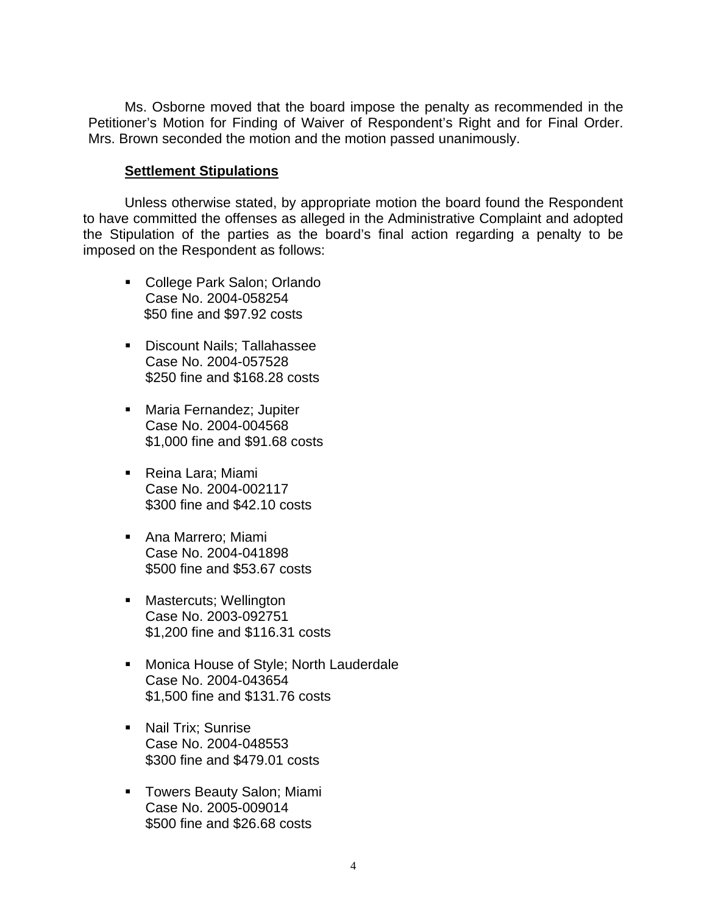Ms. Osborne moved that the board impose the penalty as recommended in the Petitioner's Motion for Finding of Waiver of Respondent's Right and for Final Order. Mrs. Brown seconded the motion and the motion passed unanimously.

**Settlement Stipulations**

Unless otherwise stated, by appropriate motion the board found the Respondent to have committed the offenses as alleged in the Administrative Complaint and adopted the Stipulation of the parties as the board's final action regarding a penalty to be imposed on the Respondent as follows:

- College Park Salon; Orlando
  Case No. 2004-058254
  $50 fine and $97.92 costs

- Discount Nails; Tallahassee
  Case No. 2004-057528
  $250 fine and $168.28 costs

- Maria Fernandez; Jupiter
  Case No. 2004-004568
  $1,000 fine and $91.68 costs

- Reina Lara; Miami
  Case No. 2004-002117
  $300 fine and $42.10 costs

- Ana Marrero; Miami
  Case No. 2004-041898
  $500 fine and $53.67 costs

- Mastercuts; Wellington
  Case No. 2003-092751
  $1,200 fine and $116.31 costs

- Monica House of Style; North Lauderdale
  Case No. 2004-043654
  $1,500 fine and $131.76 costs

- Nail Trix; Sunrise
  Case No. 2004-048553
  $300 fine and $479.01 costs

- Towers Beauty Salon; Miami
  Case No. 2005-009014
  $500 fine and $26.68 costs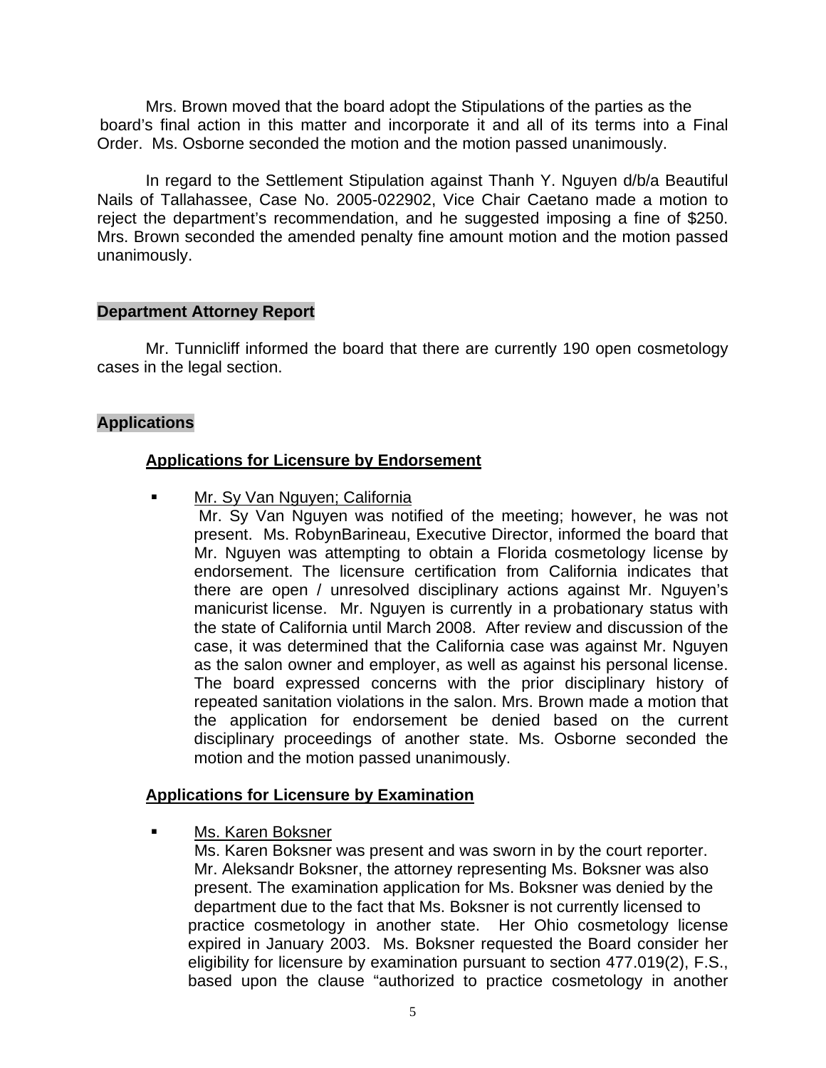Mrs. Brown moved that the board adopt the Stipulations of the parties as the board's final action in this matter and incorporate it and all of its terms into a Final Order. Ms. Osborne seconded the motion and the motion passed unanimously.

In regard to the Settlement Stipulation against Thanh Y. Nguyen d/b/a Beautiful Nails of Tallahassee, Case No. 2005-022902, Vice Chair Caetano made a motion to reject the department's recommendation, and he suggested imposing a fine of $250. Mrs. Brown seconded the amended penalty fine amount motion and the motion passed unanimously.

**Department Attorney Report**

Mr. Tunnicliff informed the board that there are currently 190 open cosmetology cases in the legal section.

**Applications**

**Applications for Licensure by Endorsement**

- Mr. Sy Van Nguyen; California
  Mr. Sy Van Nguyen was notified of the meeting; however, he was not present. Ms. RobynBarineau, Executive Director, informed the board that Mr. Nguyen was attempting to obtain a Florida cosmetology license by endorsement. The licensure certification from California indicates that there are open / unresolved disciplinary actions against Mr. Nguyen's manicurist license. Mr. Nguyen is currently in a probationary status with the state of California until March 2008. After review and discussion of the case, it was determined that the California case was against Mr. Nguyen as the salon owner and employer, as well as against his personal license. The board expressed concerns with the prior disciplinary history of repeated sanitation violations in the salon. Mrs. Brown made a motion that the application for endorsement be denied based on the current disciplinary proceedings of another state. Ms. Osborne seconded the motion and the motion passed unanimously.

**Applications for Licensure by Examination**

- Ms. Karen Boksner
  Ms. Karen Boksner was present and was sworn in by the court reporter. Mr. Aleksandr Boksner, the attorney representing Ms. Boksner was also present. The examination application for Ms. Boksner was denied by the department due to the fact that Ms. Boksner is not currently licensed to practice cosmetology in another state. Her Ohio cosmetology license expired in January 2003. Ms. Boksner requested the Board consider her eligibility for licensure by examination pursuant to section 477.019(2), F.S., based upon the clause "authorized to practice cosmetology in another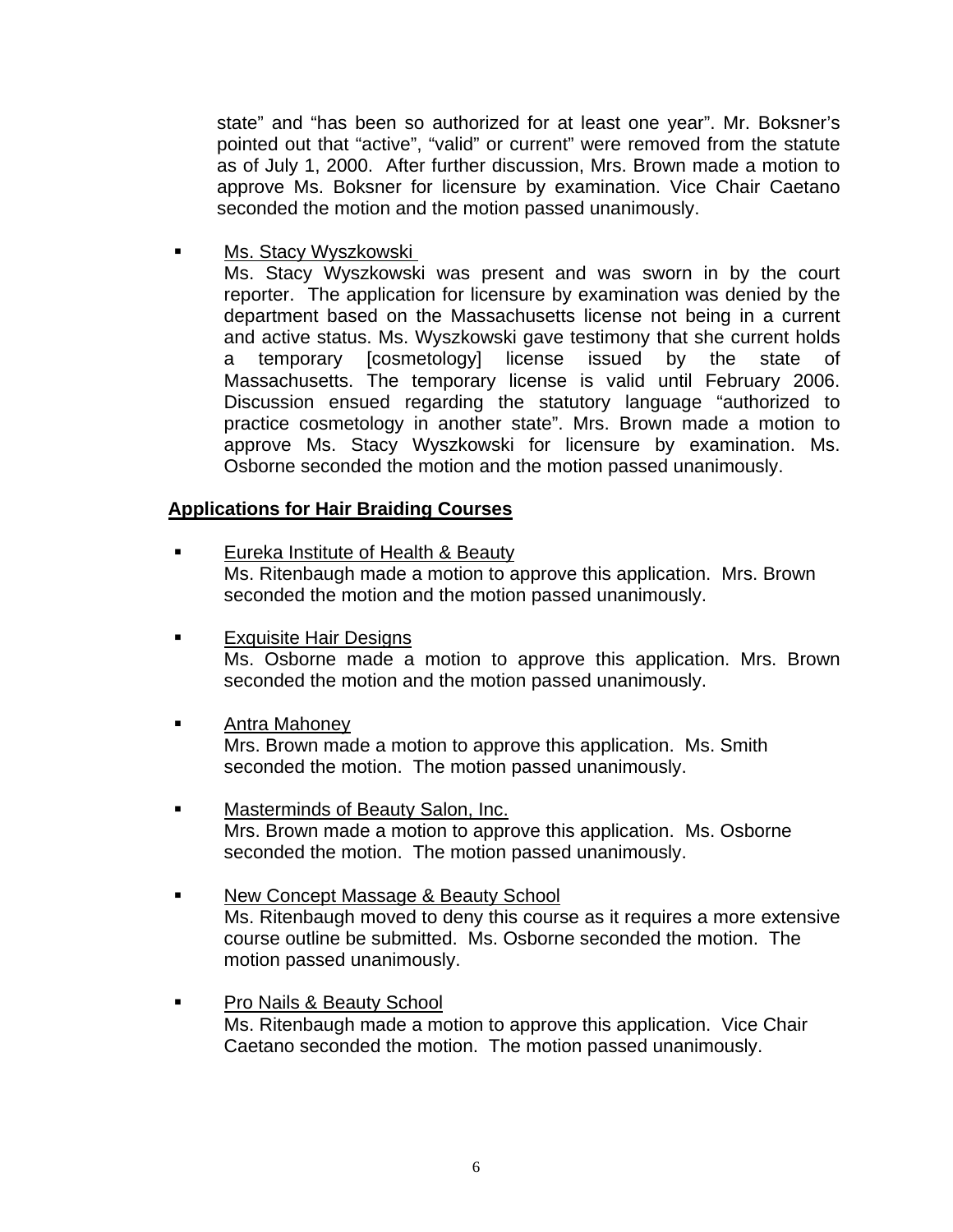state" and "has been so authorized for at least one year". Mr. Boksner's pointed out that "active", "valid" or current" were removed from the statute as of July 1, 2000. After further discussion, Mrs. Brown made a motion to approve Ms. Boksner for licensure by examination. Vice Chair Caetano seconded the motion and the motion passed unanimously.

- Ms. Stacy Wyszkowski

  Ms. Stacy Wyszkowski was present and was sworn in by the court reporter. The application for licensure by examination was denied by the department based on the Massachusetts license not being in a current and active status. Ms. Wyszkowski gave testimony that she current holds a temporary [cosmetology] license issued by the state of Massachusetts. The temporary license is valid until February 2006. Discussion ensued regarding the statutory language "authorized to practice cosmetology in another state". Mrs. Brown made a motion to approve Ms. Stacy Wyszkowski for licensure by examination. Ms. Osborne seconded the motion and the motion passed unanimously.

**Applications for Hair Braiding Courses**

- Eureka Institute of Health & Beauty

  Ms. Ritenbaugh made a motion to approve this application. Mrs. Brown seconded the motion and the motion passed unanimously.

- Exquisite Hair Designs

  Ms. Osborne made a motion to approve this application. Mrs. Brown seconded the motion and the motion passed unanimously.

- Antra Mahoney

  Mrs. Brown made a motion to approve this application. Ms. Smith seconded the motion. The motion passed unanimously.

- Masterminds of Beauty Salon, Inc.

  Mrs. Brown made a motion to approve this application. Ms. Osborne seconded the motion. The motion passed unanimously.

- New Concept Massage & Beauty School

  Ms. Ritenbaugh moved to deny this course as it requires a more extensive course outline be submitted. Ms. Osborne seconded the motion. The motion passed unanimously.

- Pro Nails & Beauty School

  Ms. Ritenbaugh made a motion to approve this application. Vice Chair Caetano seconded the motion. The motion passed unanimously.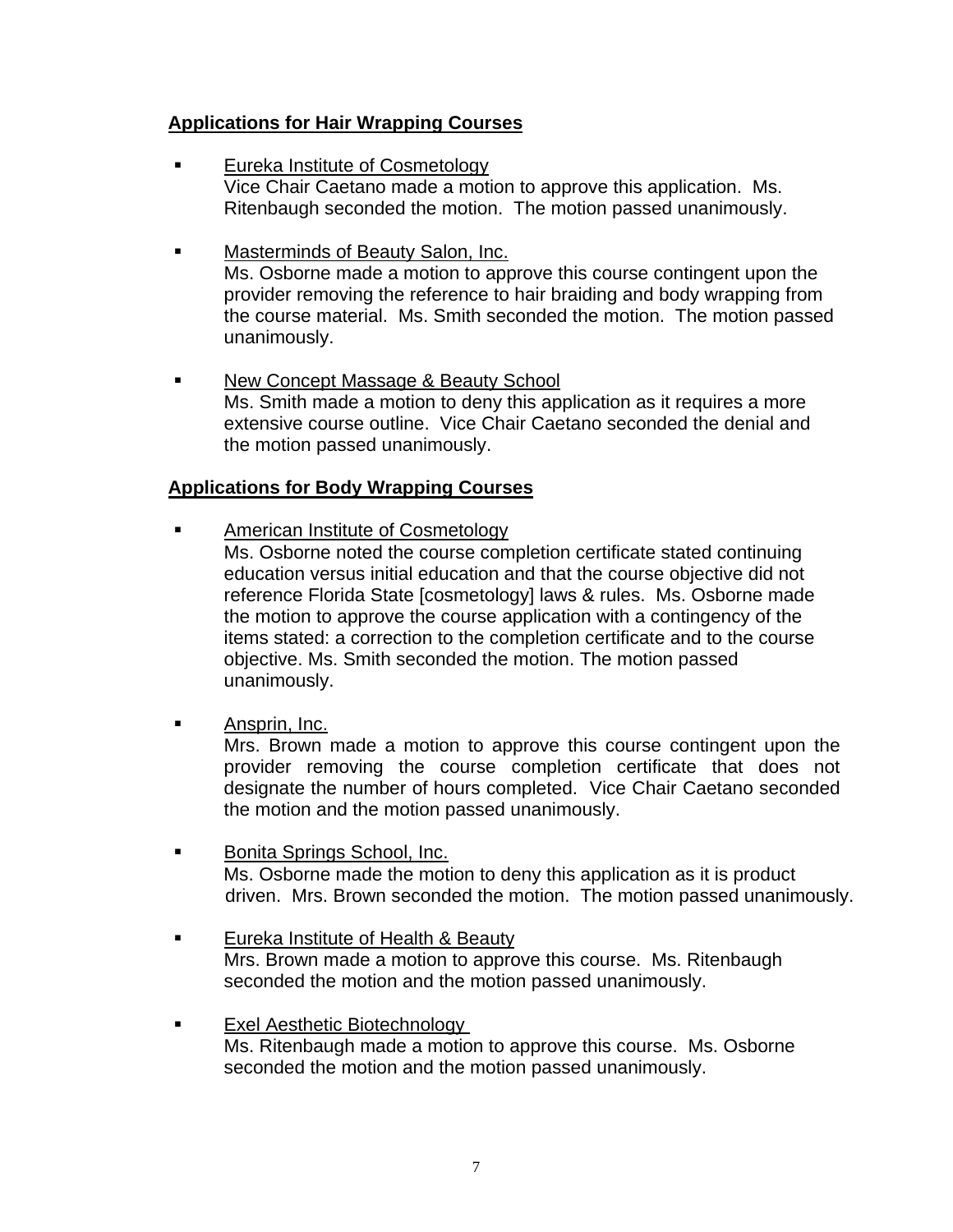**Applications for Hair Wrapping Courses**

- Eureka Institute of Cosmetology
  Vice Chair Caetano made a motion to approve this application. Ms. Ritenbaugh seconded the motion. The motion passed unanimously.

- Masterminds of Beauty Salon, Inc.
  Ms. Osborne made a motion to approve this course contingent upon the provider removing the reference to hair braiding and body wrapping from the course material. Ms. Smith seconded the motion. The motion passed unanimously.

- New Concept Massage & Beauty School
  Ms. Smith made a motion to deny this application as it requires a more extensive course outline. Vice Chair Caetano seconded the denial and the motion passed unanimously.

**Applications for Body Wrapping Courses**

- American Institute of Cosmetology
  Ms. Osborne noted the course completion certificate stated continuing education versus initial education and that the course objective did not reference Florida State [cosmetology] laws & rules. Ms. Osborne made the motion to approve the course application with a contingency of the items stated: a correction to the completion certificate and to the course objective. Ms. Smith seconded the motion. The motion passed unanimously.

- Ansprin, Inc.
  Mrs. Brown made a motion to approve this course contingent upon the provider removing the course completion certificate that does not designate the number of hours completed. Vice Chair Caetano seconded the motion and the motion passed unanimously.

- Bonita Springs School, Inc.
  Ms. Osborne made the motion to deny this application as it is product driven. Mrs. Brown seconded the motion. The motion passed unanimously.

- Eureka Institute of Health & Beauty
  Mrs. Brown made a motion to approve this course. Ms. Ritenbaugh seconded the motion and the motion passed unanimously.

- Exel Aesthetic Biotechnology
  Ms. Ritenbaugh made a motion to approve this course. Ms. Osborne seconded the motion and the motion passed unanimously.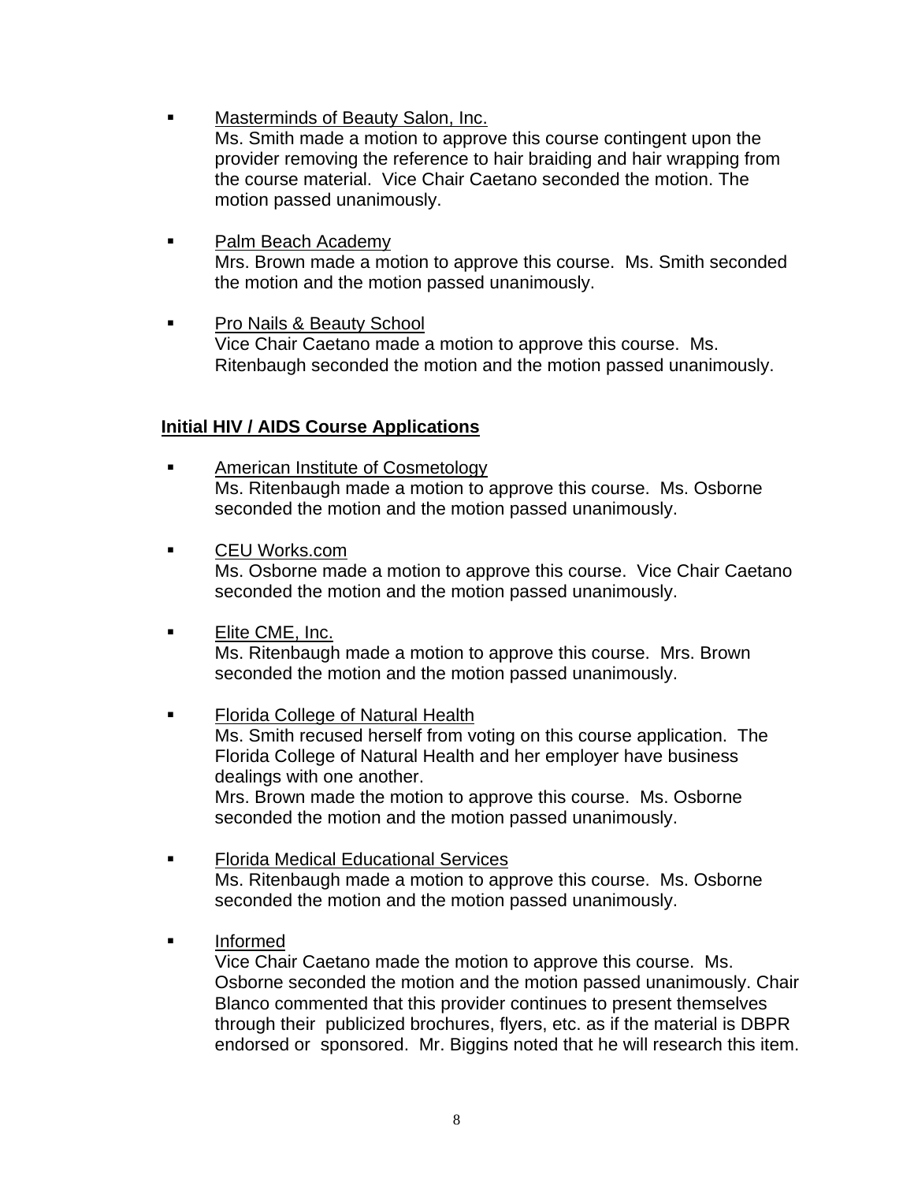- Masterminds of Beauty Salon, Inc.
  Ms. Smith made a motion to approve this course contingent upon the provider removing the reference to hair braiding and hair wrapping from the course material. Vice Chair Caetano seconded the motion. The motion passed unanimously.

- Palm Beach Academy
  Mrs. Brown made a motion to approve this course. Ms. Smith seconded the motion and the motion passed unanimously.

- Pro Nails & Beauty School
  Vice Chair Caetano made a motion to approve this course. Ms. Ritenbaugh seconded the motion and the motion passed unanimously.

**Initial HIV / AIDS Course Applications**

- American Institute of Cosmetology
  Ms. Ritenbaugh made a motion to approve this course. Ms. Osborne seconded the motion and the motion passed unanimously.

- CEU Works.com
  Ms. Osborne made a motion to approve this course. Vice Chair Caetano seconded the motion and the motion passed unanimously.

- Elite CME, Inc.
  Ms. Ritenbaugh made a motion to approve this course. Mrs. Brown seconded the motion and the motion passed unanimously.

- Florida College of Natural Health
  Ms. Smith recused herself from voting on this course application. The Florida College of Natural Health and her employer have business dealings with one another.
  Mrs. Brown made the motion to approve this course. Ms. Osborne seconded the motion and the motion passed unanimously.

- Florida Medical Educational Services
  Ms. Ritenbaugh made a motion to approve this course. Ms. Osborne seconded the motion and the motion passed unanimously.

- Informed
  Vice Chair Caetano made the motion to approve this course. Ms. Osborne seconded the motion and the motion passed unanimously. Chair Blanco commented that this provider continues to present themselves through their publicized brochures, flyers, etc. as if the material is DBPR endorsed or sponsored. Mr. Biggins noted that he will research this item.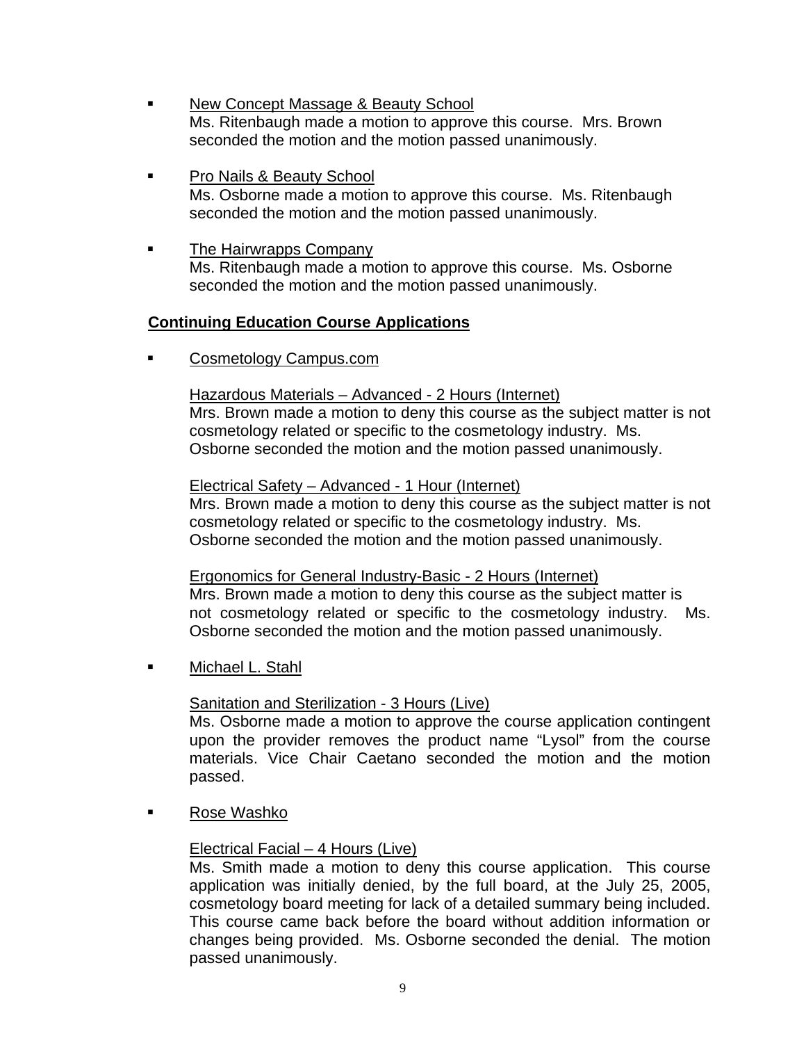- New Concept Massage & Beauty School
  Ms. Ritenbaugh made a motion to approve this course. Mrs. Brown seconded the motion and the motion passed unanimously.

- Pro Nails & Beauty School
  Ms. Osborne made a motion to approve this course. Ms. Ritenbaugh seconded the motion and the motion passed unanimously.

- The Hairwrapps Company
  Ms. Ritenbaugh made a motion to approve this course. Ms. Osborne seconded the motion and the motion passed unanimously.

**Continuing Education Course Applications**

- Cosmetology Campus.com

  Hazardous Materials – Advanced - 2 Hours (Internet)
  Mrs. Brown made a motion to deny this course as the subject matter is not cosmetology related or specific to the cosmetology industry. Ms. Osborne seconded the motion and the motion passed unanimously.

  Electrical Safety – Advanced - 1 Hour (Internet)
  Mrs. Brown made a motion to deny this course as the subject matter is not cosmetology related or specific to the cosmetology industry. Ms. Osborne seconded the motion and the motion passed unanimously.

  Ergonomics for General Industry-Basic - 2 Hours (Internet)
  Mrs. Brown made a motion to deny this course as the subject matter is not cosmetology related or specific to the cosmetology industry. Ms. Osborne seconded the motion and the motion passed unanimously.

- Michael L. Stahl

  Sanitation and Sterilization - 3 Hours (Live)
  Ms. Osborne made a motion to approve the course application contingent upon the provider removes the product name "Lysol" from the course materials. Vice Chair Caetano seconded the motion and the motion passed.

- Rose Washko

  Electrical Facial – 4 Hours (Live)
  Ms. Smith made a motion to deny this course application. This course application was initially denied, by the full board, at the July 25, 2005, cosmetology board meeting for lack of a detailed summary being included. This course came back before the board without addition information or changes being provided. Ms. Osborne seconded the denial. The motion passed unanimously.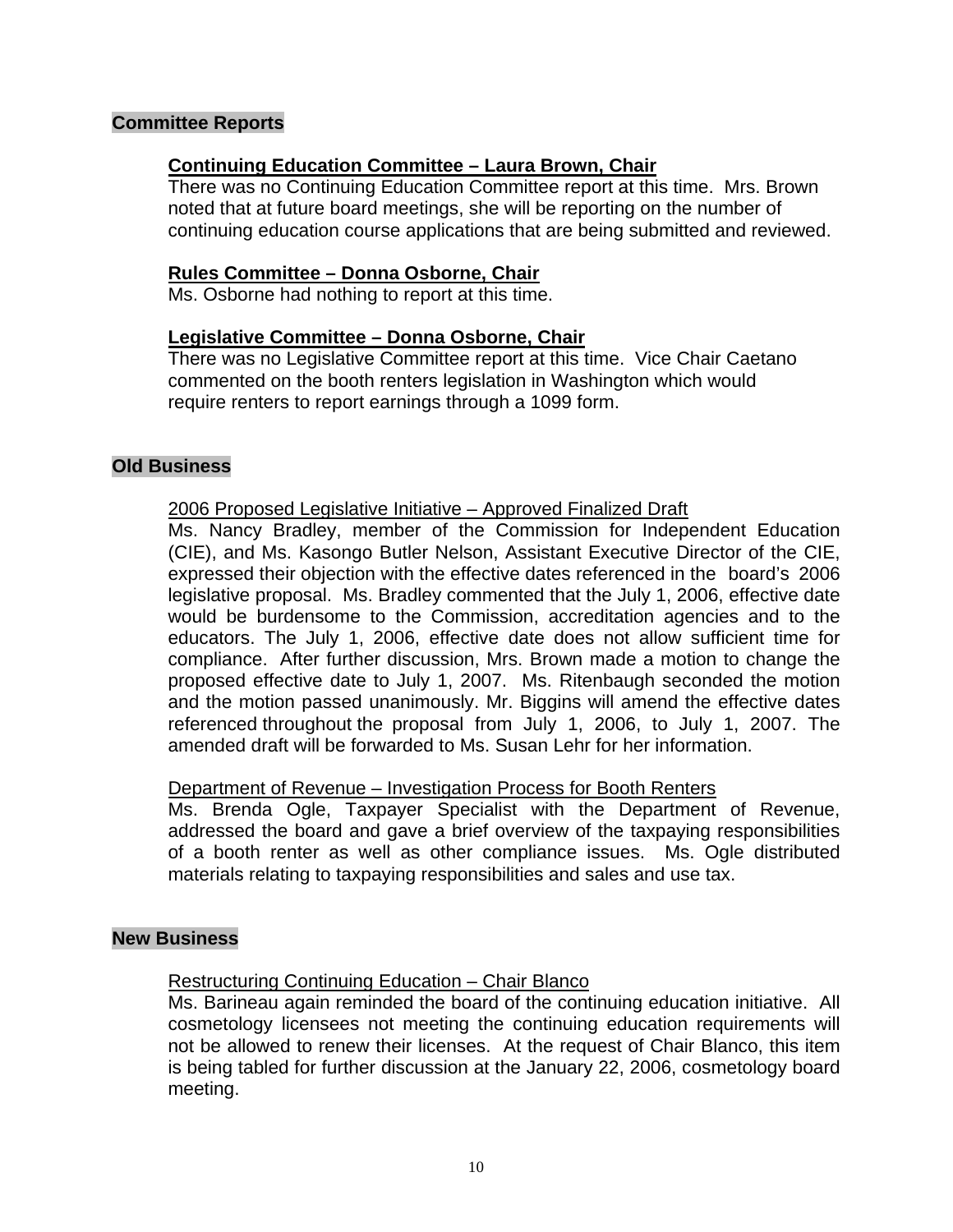## Committee Reports

### Continuing Education Committee – Laura Brown, Chair

There was no Continuing Education Committee report at this time. Mrs. Brown noted that at future board meetings, she will be reporting on the number of continuing education course applications that are being submitted and reviewed.

### Rules Committee – Donna Osborne, Chair

Ms. Osborne had nothing to report at this time.

### Legislative Committee – Donna Osborne, Chair

There was no Legislative Committee report at this time. Vice Chair Caetano commented on the booth renters legislation in Washington which would require renters to report earnings through a 1099 form.

## Old Business

2006 Proposed Legislative Initiative – Approved Finalized Draft

Ms. Nancy Bradley, member of the Commission for Independent Education (CIE), and Ms. Kasongo Butler Nelson, Assistant Executive Director of the CIE, expressed their objection with the effective dates referenced in the board's 2006 legislative proposal. Ms. Bradley commented that the July 1, 2006, effective date would be burdensome to the Commission, accreditation agencies and to the educators. The July 1, 2006, effective date does not allow sufficient time for compliance. After further discussion, Mrs. Brown made a motion to change the proposed effective date to July 1, 2007. Ms. Ritenbaugh seconded the motion and the motion passed unanimously. Mr. Biggins will amend the effective dates referenced throughout the proposal from July 1, 2006, to July 1, 2007. The amended draft will be forwarded to Ms. Susan Lehr for her information.

Department of Revenue – Investigation Process for Booth Renters

Ms. Brenda Ogle, Taxpayer Specialist with the Department of Revenue, addressed the board and gave a brief overview of the taxpaying responsibilities of a booth renter as well as other compliance issues. Ms. Ogle distributed materials relating to taxpaying responsibilities and sales and use tax.

## New Business

Restructuring Continuing Education – Chair Blanco

Ms. Barineau again reminded the board of the continuing education initiative. All cosmetology licensees not meeting the continuing education requirements will not be allowed to renew their licenses. At the request of Chair Blanco, this item is being tabled for further discussion at the January 22, 2006, cosmetology board meeting.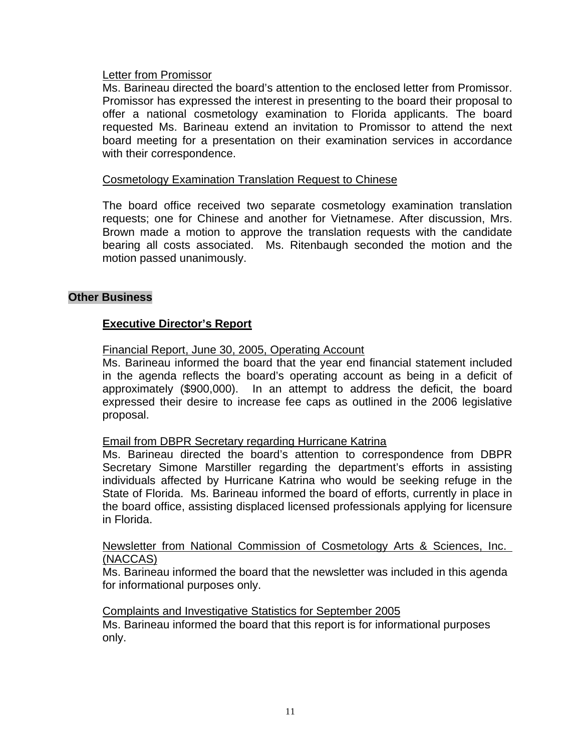Letter from Promissor

Ms. Barineau directed the board's attention to the enclosed letter from Promissor. Promissor has expressed the interest in presenting to the board their proposal to offer a national cosmetology examination to Florida applicants. The board requested Ms. Barineau extend an invitation to Promissor to attend the next board meeting for a presentation on their examination services in accordance with their correspondence.

Cosmetology Examination Translation Request to Chinese

The board office received two separate cosmetology examination translation requests; one for Chinese and another for Vietnamese. After discussion, Mrs. Brown made a motion to approve the translation requests with the candidate bearing all costs associated. Ms. Ritenbaugh seconded the motion and the motion passed unanimously.

## Other Business

### Executive Director's Report

Financial Report, June 30, 2005, Operating Account

Ms. Barineau informed the board that the year end financial statement included in the agenda reflects the board's operating account as being in a deficit of approximately ($900,000). In an attempt to address the deficit, the board expressed their desire to increase fee caps as outlined in the 2006 legislative proposal.

Email from DBPR Secretary regarding Hurricane Katrina

Ms. Barineau directed the board's attention to correspondence from DBPR Secretary Simone Marstiller regarding the department's efforts in assisting individuals affected by Hurricane Katrina who would be seeking refuge in the State of Florida. Ms. Barineau informed the board of efforts, currently in place in the board office, assisting displaced licensed professionals applying for licensure in Florida.

Newsletter from National Commission of Cosmetology Arts & Sciences, Inc. (NACCAS)

Ms. Barineau informed the board that the newsletter was included in this agenda for informational purposes only.

Complaints and Investigative Statistics for September 2005

Ms. Barineau informed the board that this report is for informational purposes only.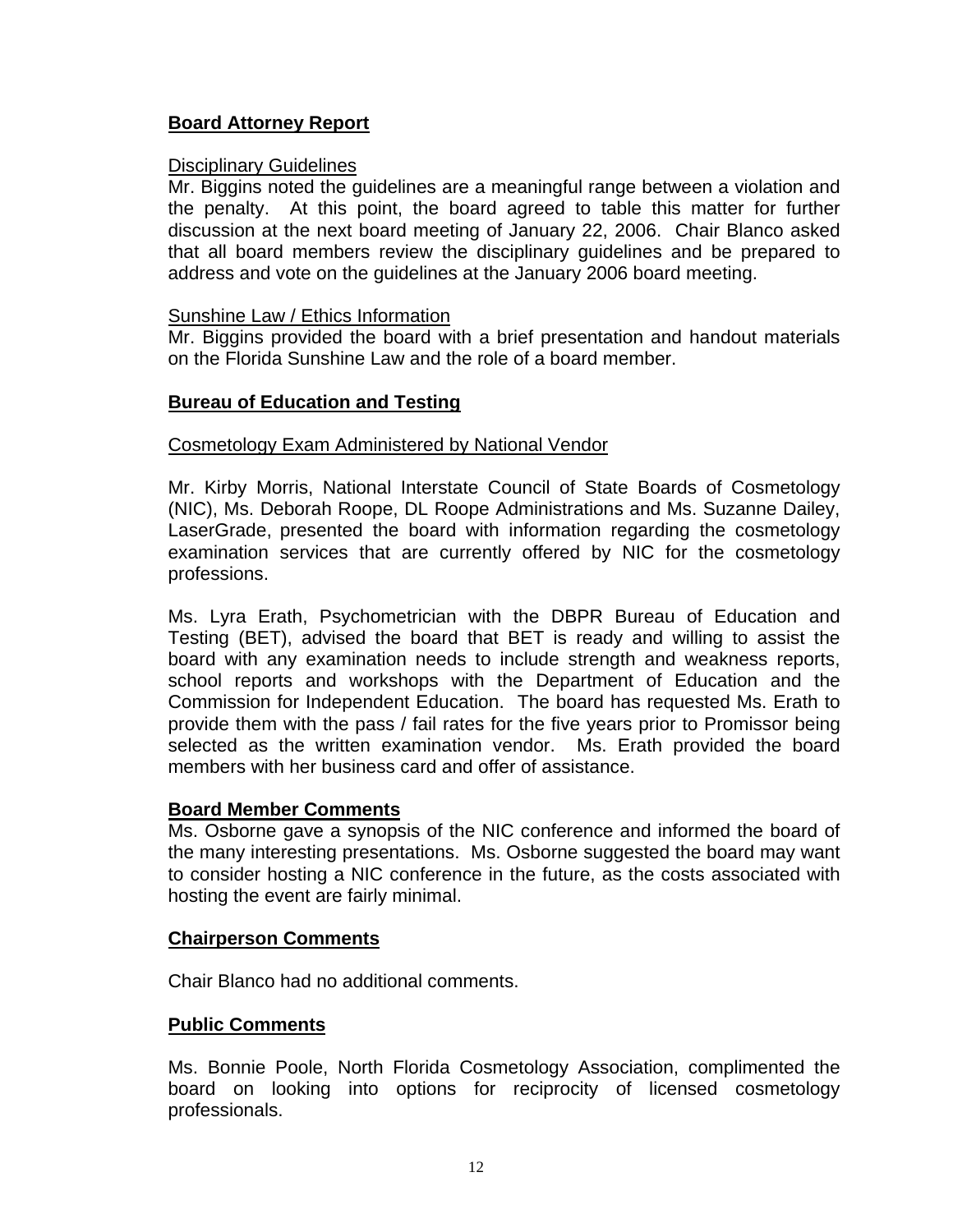## Board Attorney Report

Disciplinary Guidelines

Mr. Biggins noted the guidelines are a meaningful range between a violation and the penalty. At this point, the board agreed to table this matter for further discussion at the next board meeting of January 22, 2006. Chair Blanco asked that all board members review the disciplinary guidelines and be prepared to address and vote on the guidelines at the January 2006 board meeting.

Sunshine Law / Ethics Information

Mr. Biggins provided the board with a brief presentation and handout materials on the Florida Sunshine Law and the role of a board member.

## Bureau of Education and Testing

Cosmetology Exam Administered by National Vendor

Mr. Kirby Morris, National Interstate Council of State Boards of Cosmetology (NIC), Ms. Deborah Roope, DL Roope Administrations and Ms. Suzanne Dailey, LaserGrade, presented the board with information regarding the cosmetology examination services that are currently offered by NIC for the cosmetology professions.

Ms. Lyra Erath, Psychometrician with the DBPR Bureau of Education and Testing (BET), advised the board that BET is ready and willing to assist the board with any examination needs to include strength and weakness reports, school reports and workshops with the Department of Education and the Commission for Independent Education. The board has requested Ms. Erath to provide them with the pass / fail rates for the five years prior to Promissor being selected as the written examination vendor. Ms. Erath provided the board members with her business card and offer of assistance.

## Board Member Comments

Ms. Osborne gave a synopsis of the NIC conference and informed the board of the many interesting presentations. Ms. Osborne suggested the board may want to consider hosting a NIC conference in the future, as the costs associated with hosting the event are fairly minimal.

## Chairperson Comments

Chair Blanco had no additional comments.

## Public Comments

Ms. Bonnie Poole, North Florida Cosmetology Association, complimented the board on looking into options for reciprocity of licensed cosmetology professionals.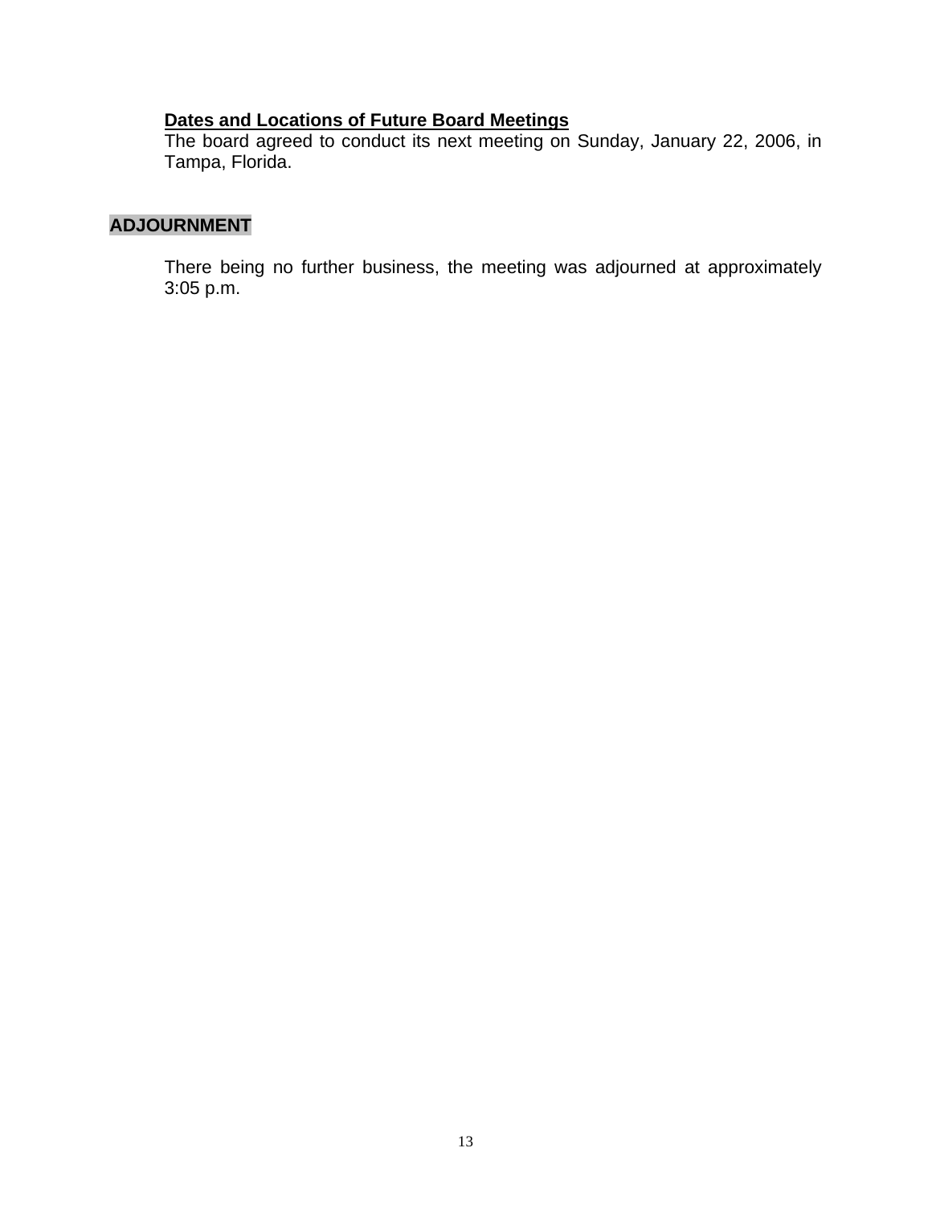**Dates and Locations of Future Board Meetings**

The board agreed to conduct its next meeting on Sunday, January 22, 2006, in Tampa, Florida.

## ADJOURNMENT

There being no further business, the meeting was adjourned at approximately 3:05 p.m.